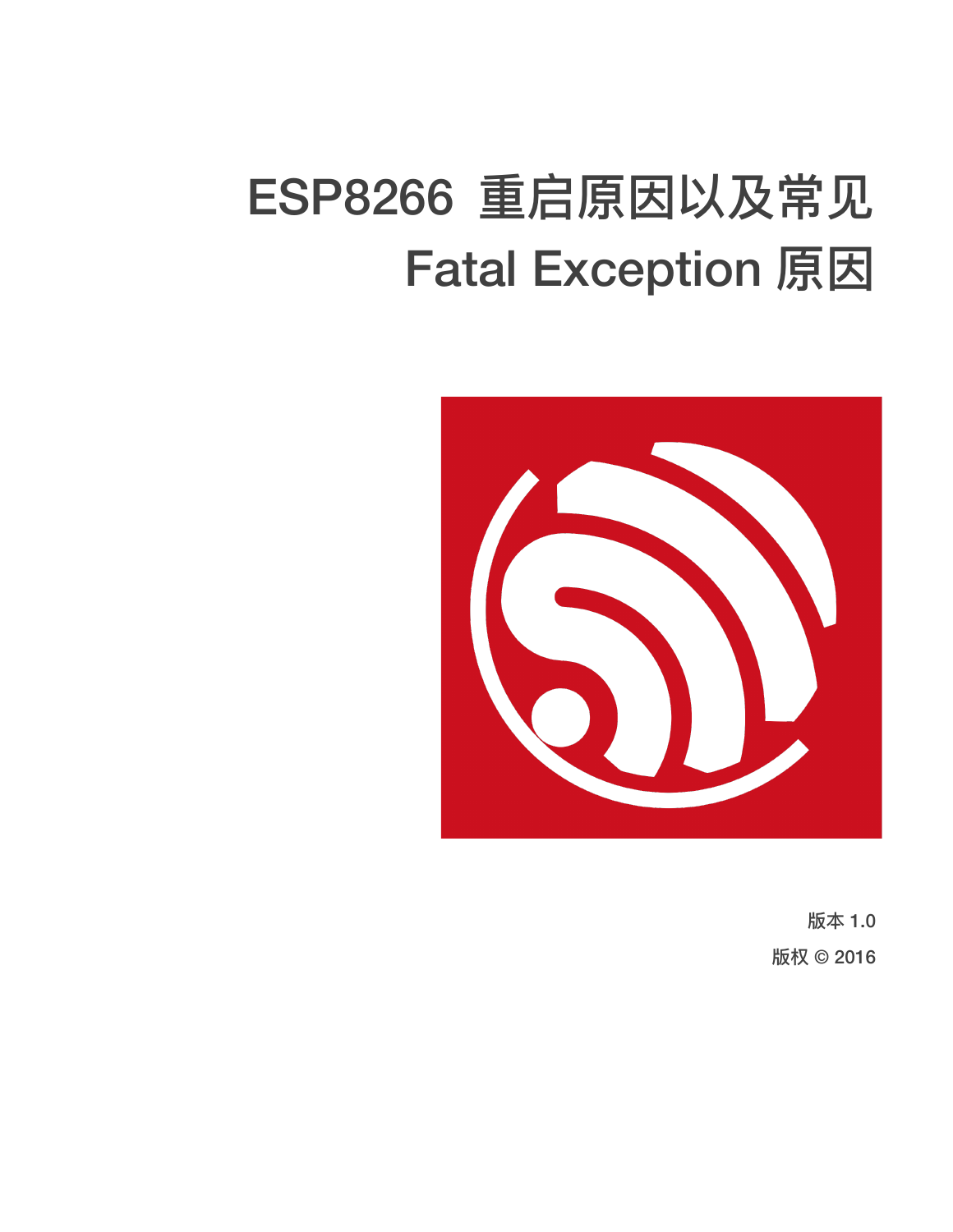# ESP8266 重启原因以及常见 Fatal Exception 原因

版本 1.0

版权 © 2016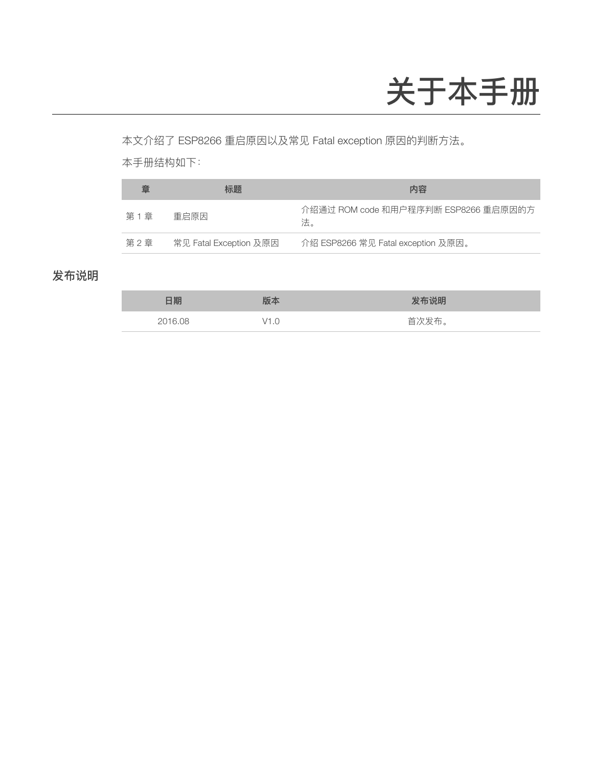# 关于本手册

本文介绍了 ESP8266 重启原因以及常见 Fatal exception 原因的判断方法。

本手册结构如下：

| 章 | 标题 | 内容 |
|---|---|---|
| 第 1 章 | 重启原因 | 介绍通过 ROM code 和用户程序判断 ESP8266 重启原因的方法。 |
| 第 2 章 | 常见 Fatal Exception 及原因 | 介绍 ESP8266 常见 Fatal exception 及原因。 |

## 发布说明

| 日期 | 版本 | 发布说明 |
|---|---|---|
| 2016.08 | V1.0 | 首次发布。 |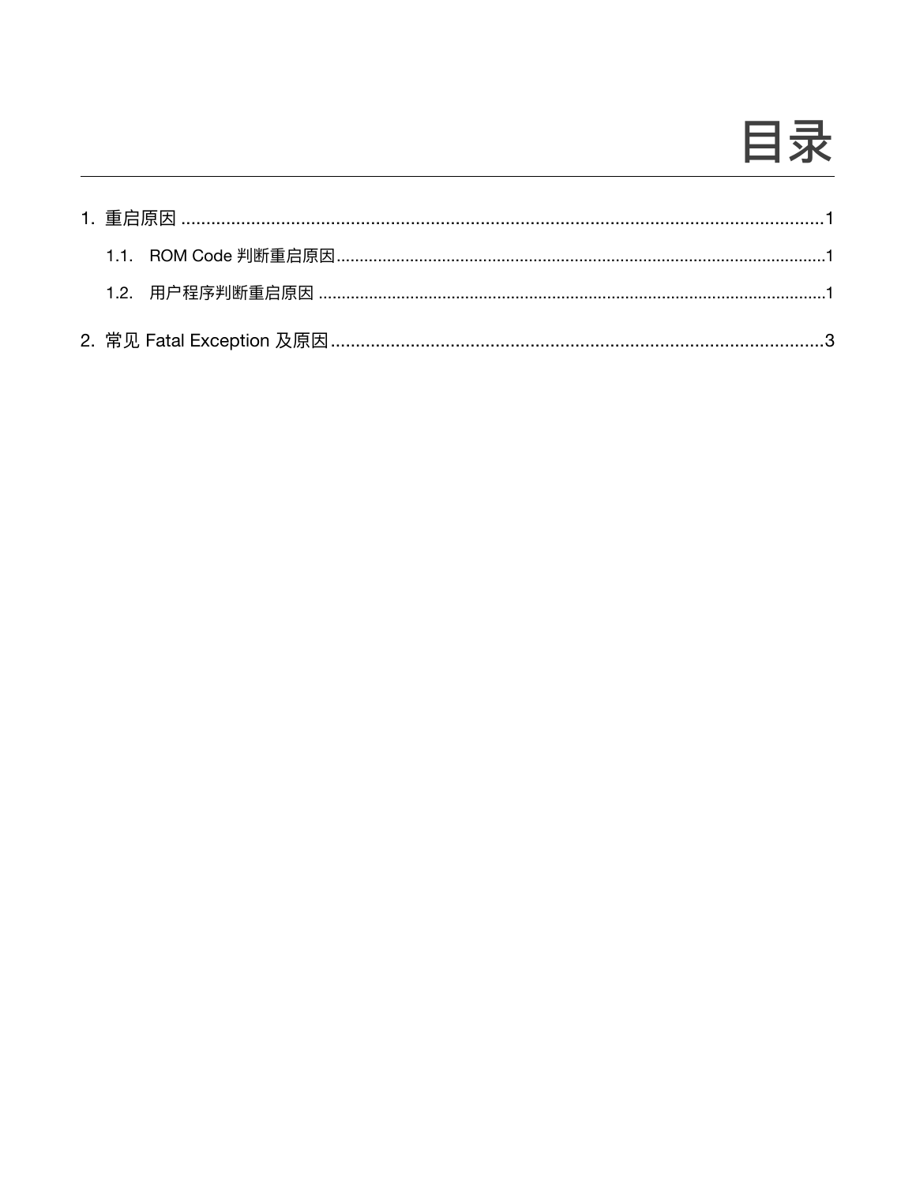# 目录

1. 重启原因 ........................................................................................................................1

   1.1. ROM Code 判断重启原因..............................................................................................1

   1.2. 用户程序判断重启原因 ..................................................................................................1

2. 常见 Fatal Exception 及原因.........................................................................................3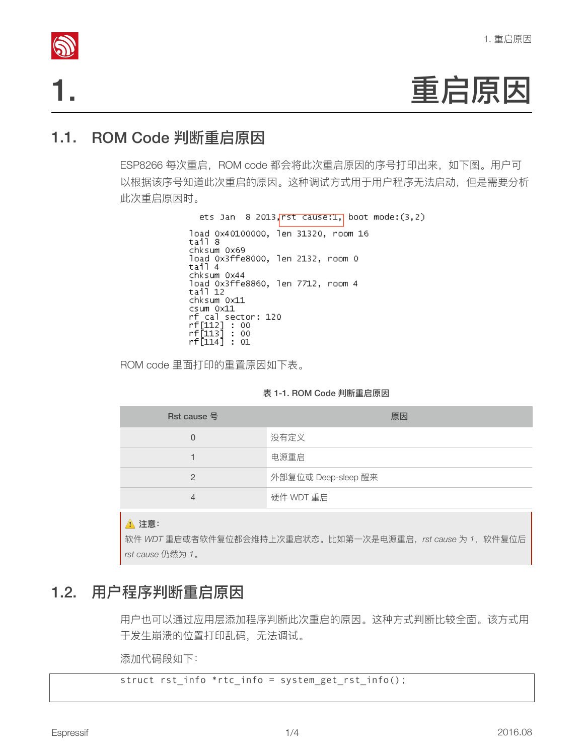# 1. 重启原因

## 1.1. ROM Code 判断重启原因

ESP8266 每次重启，ROM code 都会将此次重启原因的序号打印出来，如下图。用户可以根据该序号知道此次重启的原因。这种调试方式用于用户程序无法启动，但是需要分析此次重启原因时。

```
 ets Jan  8 2013,rst cause:1, boot mode:(3,2)

load 0x40100000, len 31320, room 16
tail 8
chksum 0x69
load 0x3ffe8000, len 2132, room 0
tail 4
chksum 0x44
load 0x3ffe8860, len 7712, room 4
tail 12
chksum 0x11
csum 0x11
rf cal sector: 120
rf[112] : 00
rf[113] : 00
rf[114] : 01
```

ROM code 里面打印的重置原因如下表。

**表 1-1. ROM Code 判断重启原因**

| Rst cause 号 | 原因 |
|---|---|
| 0 | 没有定义 |
| 1 | 电源重启 |
| 2 | 外部复位或 Deep-sleep 醒来 |
| 4 | 硬件 WDT 重启 |

> ⚠️ **注意：**
> 软件 *WDT* 重启或者软件复位都会维持上次重启状态。比如第一次是电源重启，*rst cause* 为 *1*，软件复位后 *rst cause* 仍然为 *1*。

## 1.2. 用户程序判断重启原因

用户也可以通过应用层添加程序判断此次重启的原因。这种方式判断比较全面。该方式用于发生崩溃的位置打印乱码，无法调试。

添加代码段如下：

```
struct rst_info *rtc_info = system_get_rst_info();
```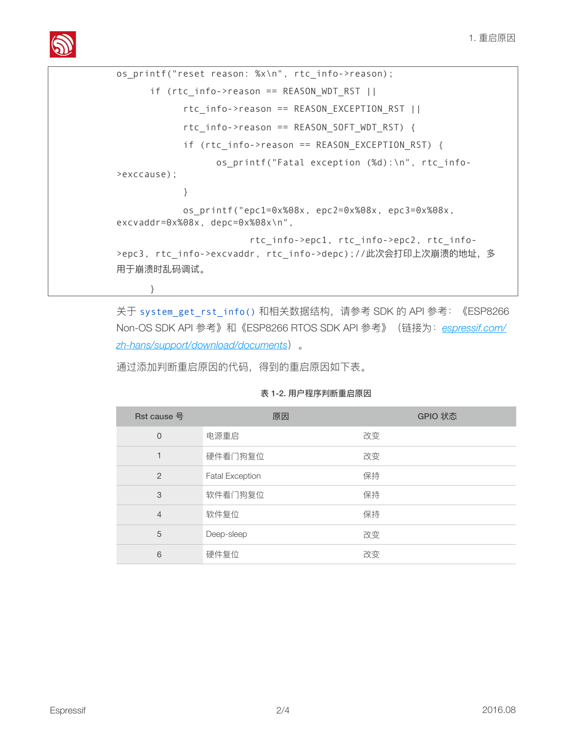```
os_printf("reset reason: %x\n", rtc_info->reason);
      if (rtc_info->reason == REASON_WDT_RST ||
            rtc_info->reason == REASON_EXCEPTION_RST ||
            rtc_info->reason == REASON_SOFT_WDT_RST) {
            if (rtc_info->reason == REASON_EXCEPTION_RST) {
                  os_printf("Fatal exception (%d):\n", rtc_info->exccause);
            }
            os_printf("epc1=0x%08x, epc2=0x%08x, epc3=0x%08x, excvaddr=0x%08x, depc=0x%08x\n",
                        rtc_info->epc1, rtc_info->epc2, rtc_info->epc3, rtc_info->excvaddr, rtc_info->depc);//此次会打印上次崩溃的地址，多用于崩溃时乱码调试。
      }
```

关于 `system_get_rst_info()` 和相关数据结构，请参考 SDK 的 API 参考：《ESP8266 Non-OS SDK API 参考》和《ESP8266 RTOS SDK API 参考》（链接为：[espressif.com/zh-hans/support/download/documents](espressif.com/zh-hans/support/download/documents)）。

通过添加判断重启原因的代码，得到的重启原因如下表。

**表 1-2. 用户程序判断重启原因**

| Rst cause 号 | 原因 | GPIO 状态 |
|---|---|---|
| 0 | 电源重启 | 改变 |
| 1 | 硬件看门狗复位 | 改变 |
| 2 | Fatal Exception | 保持 |
| 3 | 软件看门狗复位 | 保持 |
| 4 | 软件复位 | 保持 |
| 5 | Deep-sleep | 改变 |
| 6 | 硬件复位 | 改变 |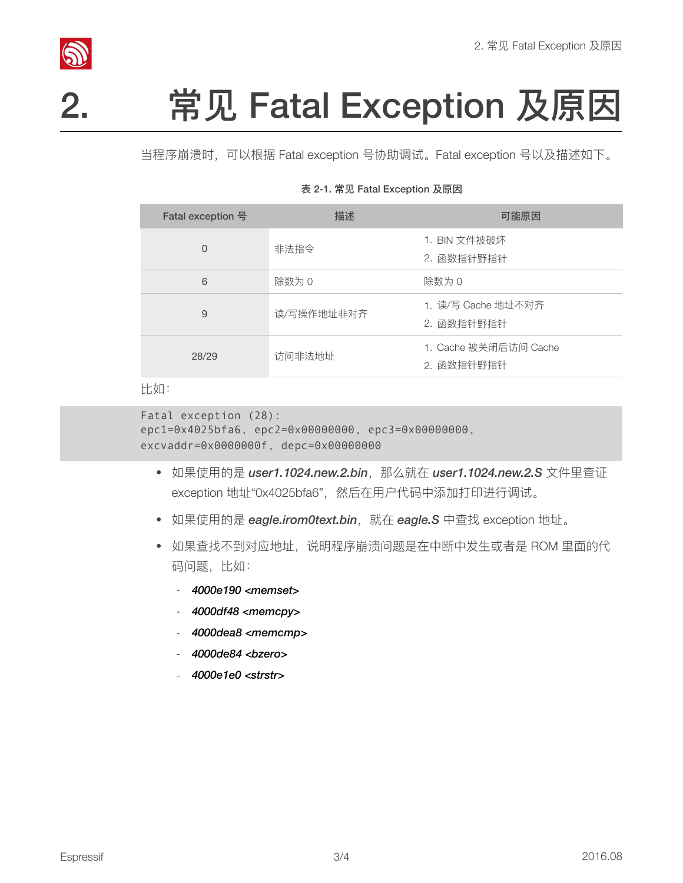# 2. 常见 Fatal Exception 及原因

当程序崩溃时，可以根据 Fatal exception 号协助调试。Fatal exception 号以及描述如下。

表 2-1. 常见 Fatal Exception 及原因

| Fatal exception 号 | 描述 | 可能原因 |
|---|---|---|
| 0 | 非法指令 | 1. BIN 文件被破坏<br>2. 函数指针野指针 |
| 6 | 除数为 0 | 除数为 0 |
| 9 | 读/写操作地址非对齐 | 1. 读/写 Cache 地址不对齐<br>2. 函数指针野指针 |
| 28/29 | 访问非法地址 | 1. Cache 被关闭后访问 Cache<br>2. 函数指针野指针 |

比如：

```
Fatal exception (28):
epc1=0x4025bfa6, epc2=0x00000000, epc3=0x00000000,
excvaddr=0x0000000f, depc=0x00000000
```

- 如果使用的是 ***user1.1024.new.2.bin***，那么就在 ***user1.1024.new.2.S*** 文件里查证 exception 地址“0x4025bfa6”，然后在用户代码中添加打印进行调试。
- 如果使用的是 ***eagle.irom0text.bin***，就在 ***eagle.S*** 中查找 exception 地址。
- 如果查找不到对应地址，说明程序崩溃问题是在中断中发生或者是 ROM 里面的代码问题，比如：
  - *4000e190 <memset>*
  - *4000df48 <memcpy>*
  - *4000dea8 <memcmp>*
  - *4000de84 <bzero>*
  - *4000e1e0 <strstr>*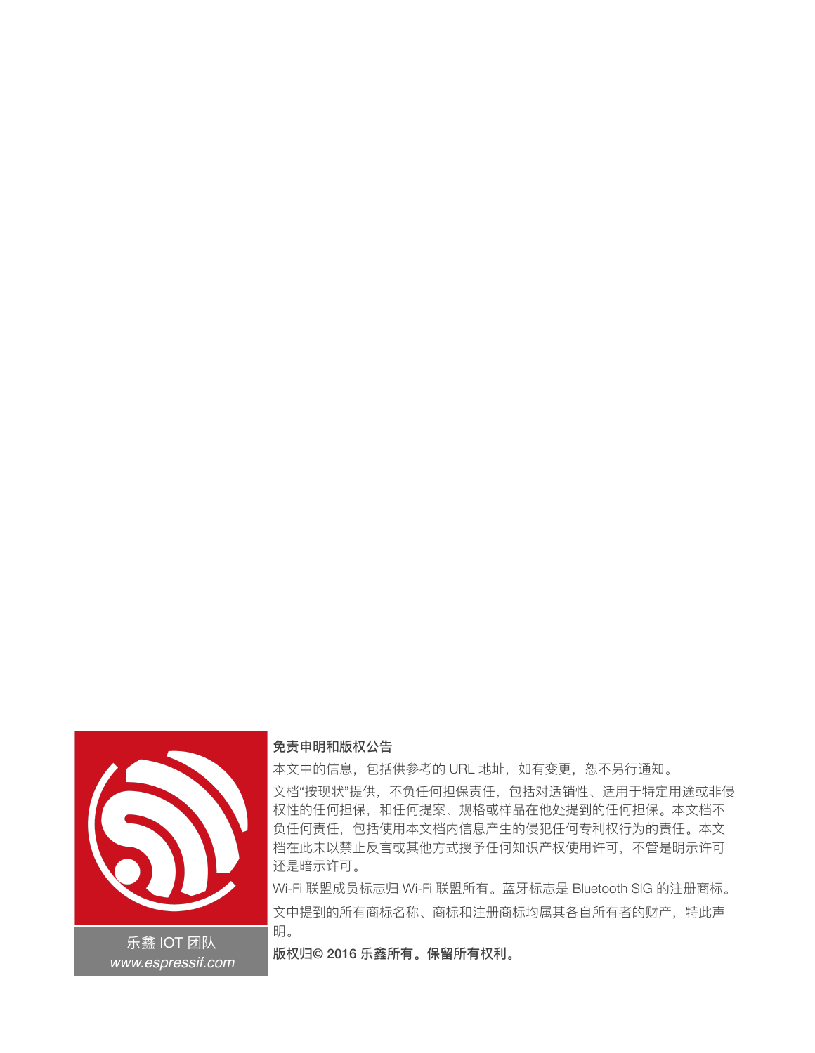乐鑫 IOT 团队
*www.espressif.com*

**免责申明和版权公告**

本文中的信息，包括供参考的 URL 地址，如有变更，恕不另行通知。

文档“按现状”提供，不负任何担保责任，包括对适销性、适用于特定用途或非侵权性的任何担保，和任何提案、规格或样品在他处提到的任何担保。本文档不负任何责任，包括使用本文档内信息产生的侵犯任何专利权行为的责任。本文档在此未以禁止反言或其他方式授予任何知识产权使用许可，不管是明示许可还是暗示许可。

Wi-Fi 联盟成员标志归 Wi-Fi 联盟所有。蓝牙标志是 Bluetooth SIG 的注册商标。

文中提到的所有商标名称、商标和注册商标均属其各自所有者的财产，特此声明。

**版权归© 2016 乐鑫所有。保留所有权利。**